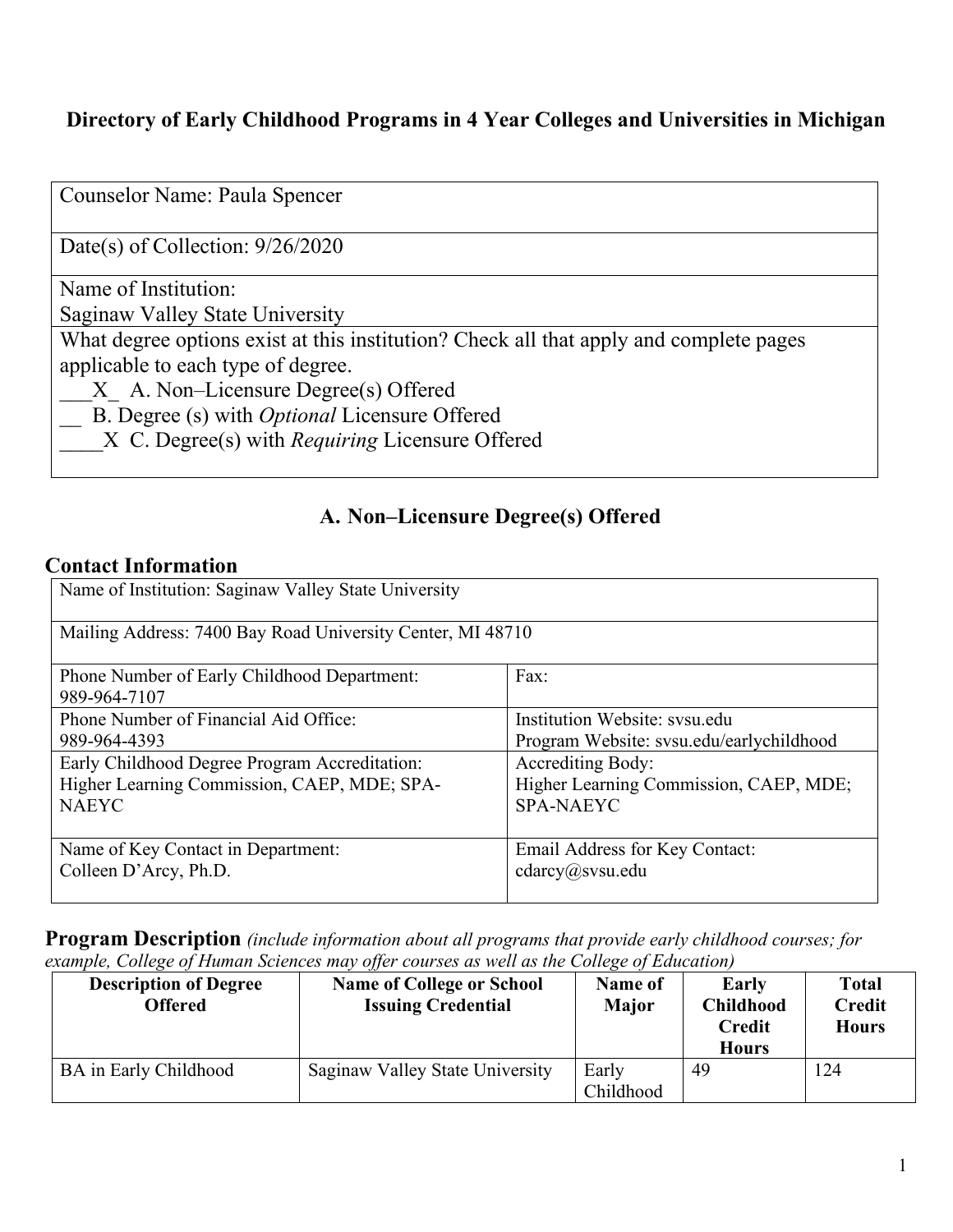# Directory of Early Childhood Programs in 4 Year Colleges and Universities in Michigan

| Counselor Name: Paula Spencer |
|---|
| Date(s) of Collection: 9/26/2020 |
| Name of Institution:<br>Saginaw Valley State University |
| What degree options exist at this institution? Check all that apply and complete pages applicable to each type of degree.<br>\_\_\_X\_ A. Non–Licensure Degree(s) Offered<br>\_\_ B. Degree (s) with *Optional* Licensure Offered<br>\_\_\_\_X C. Degree(s) with *Requiring* Licensure Offered |

## A. Non–Licensure Degree(s) Offered

### Contact Information

| Name of Institution: Saginaw Valley State University | |
|---|---|
| Mailing Address: 7400 Bay Road University Center, MI 48710 | |
| Phone Number of Early Childhood Department:<br>989-964-7107 | Fax: |
| Phone Number of Financial Aid Office:<br>989-964-4393 | Institution Website: svsu.edu<br>Program Website: svsu.edu/earlychildhood |
| Early Childhood Degree Program Accreditation:<br>Higher Learning Commission, CAEP, MDE; SPA-NAEYC | Accrediting Body:<br>Higher Learning Commission, CAEP, MDE; SPA-NAEYC |
| Name of Key Contact in Department:<br>Colleen D'Arcy, Ph.D. | Email Address for Key Contact:<br>cdarcy@svsu.edu |

### Program Description *(include information about all programs that provide early childhood courses; for example, College of Human Sciences may offer courses as well as the College of Education)*

| Description of Degree Offered | Name of College or School Issuing Credential | Name of Major | Early Childhood Credit Hours | Total Credit Hours |
|---|---|---|---|---|
| BA in Early Childhood | Saginaw Valley State University | Early Childhood | 49 | 124 |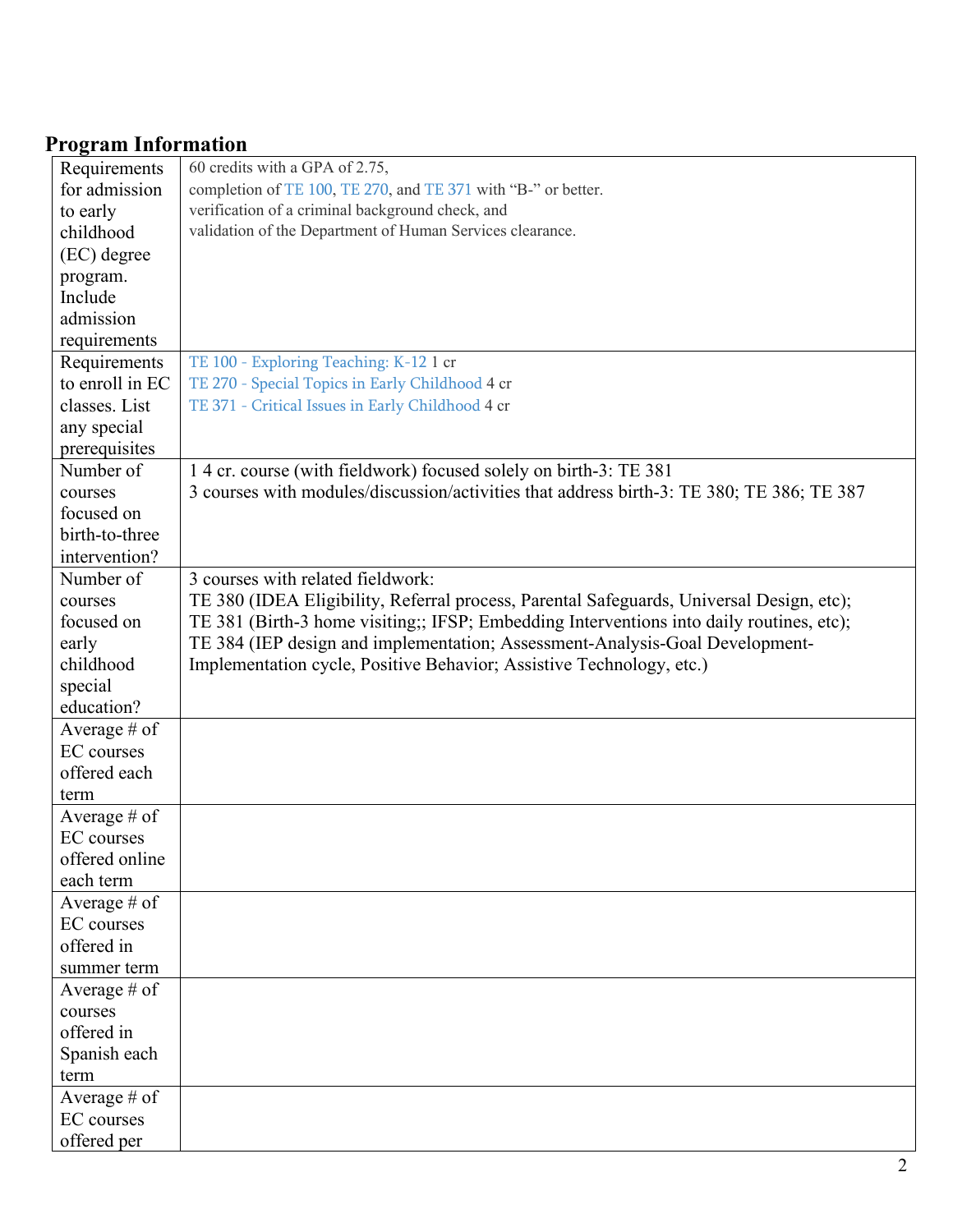## Program Information

| | |
|---|---|
| Requirements for admission to early childhood (EC) degree program. Include admission requirements | 60 credits with a GPA of 2.75,<br>completion of TE 100, TE 270, and TE 371 with "B-" or better.<br>verification of a criminal background check, and<br>validation of the Department of Human Services clearance. |
| Requirements to enroll in EC classes. List any special prerequisites | TE 100 - Exploring Teaching: K-12 1 cr<br>TE 270 - Special Topics in Early Childhood 4 cr<br>TE 371 - Critical Issues in Early Childhood 4 cr |
| Number of courses focused on birth-to-three intervention? | 1 4 cr. course (with fieldwork) focused solely on birth-3: TE 381<br>3 courses with modules/discussion/activities that address birth-3: TE 380; TE 386; TE 387 |
| Number of courses focused on early childhood special education? | 3 courses with related fieldwork:<br>TE 380 (IDEA Eligibility, Referral process, Parental Safeguards, Universal Design, etc);<br>TE 381 (Birth-3 home visiting;; IFSP; Embedding Interventions into daily routines, etc);<br>TE 384 (IEP design and implementation; Assessment-Analysis-Goal Development-Implementation cycle, Positive Behavior; Assistive Technology, etc.) |
| Average # of EC courses offered each term | |
| Average # of EC courses offered online each term | |
| Average # of EC courses offered in summer term | |
| Average # of courses offered in Spanish each term | |
| Average # of EC courses offered per | |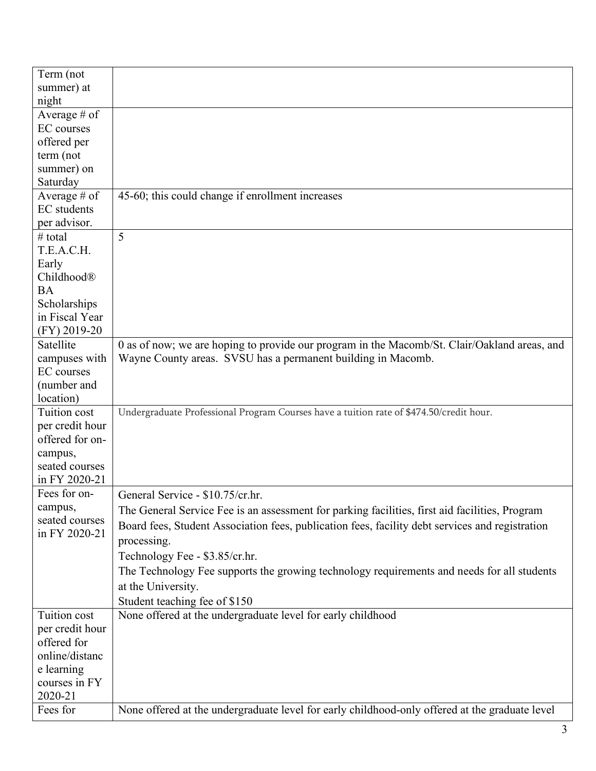| | |
|---|---|
| Term (not summer) at night | |
| Average # of EC courses offered per term (not summer) on Saturday | |
| Average # of EC students per advisor. | 45-60; this could change if enrollment increases |
| # total T.E.A.C.H. Early Childhood® BA Scholarships in Fiscal Year (FY) 2019-20 | 5 |
| Satellite campuses with EC courses (number and location) | 0 as of now; we are hoping to provide our program in the Macomb/St. Clair/Oakland areas, and Wayne County areas. SVSU has a permanent building in Macomb. |
| Tuition cost per credit hour offered for on-campus, seated courses in FY 2020-21 | Undergraduate Professional Program Courses have a tuition rate of $474.50/credit hour. |
| Fees for on-campus, seated courses in FY 2020-21 | General Service - $10.75/cr.hr.<br>The General Service Fee is an assessment for parking facilities, first aid facilities, Program Board fees, Student Association fees, publication fees, facility debt services and registration processing.<br>Technology Fee - $3.85/cr.hr.<br>The Technology Fee supports the growing technology requirements and needs for all students at the University.<br>Student teaching fee of $150 |
| Tuition cost per credit hour offered for online/distance learning courses in FY 2020-21 | None offered at the undergraduate level for early childhood |
| Fees for | None offered at the undergraduate level for early childhood-only offered at the graduate level |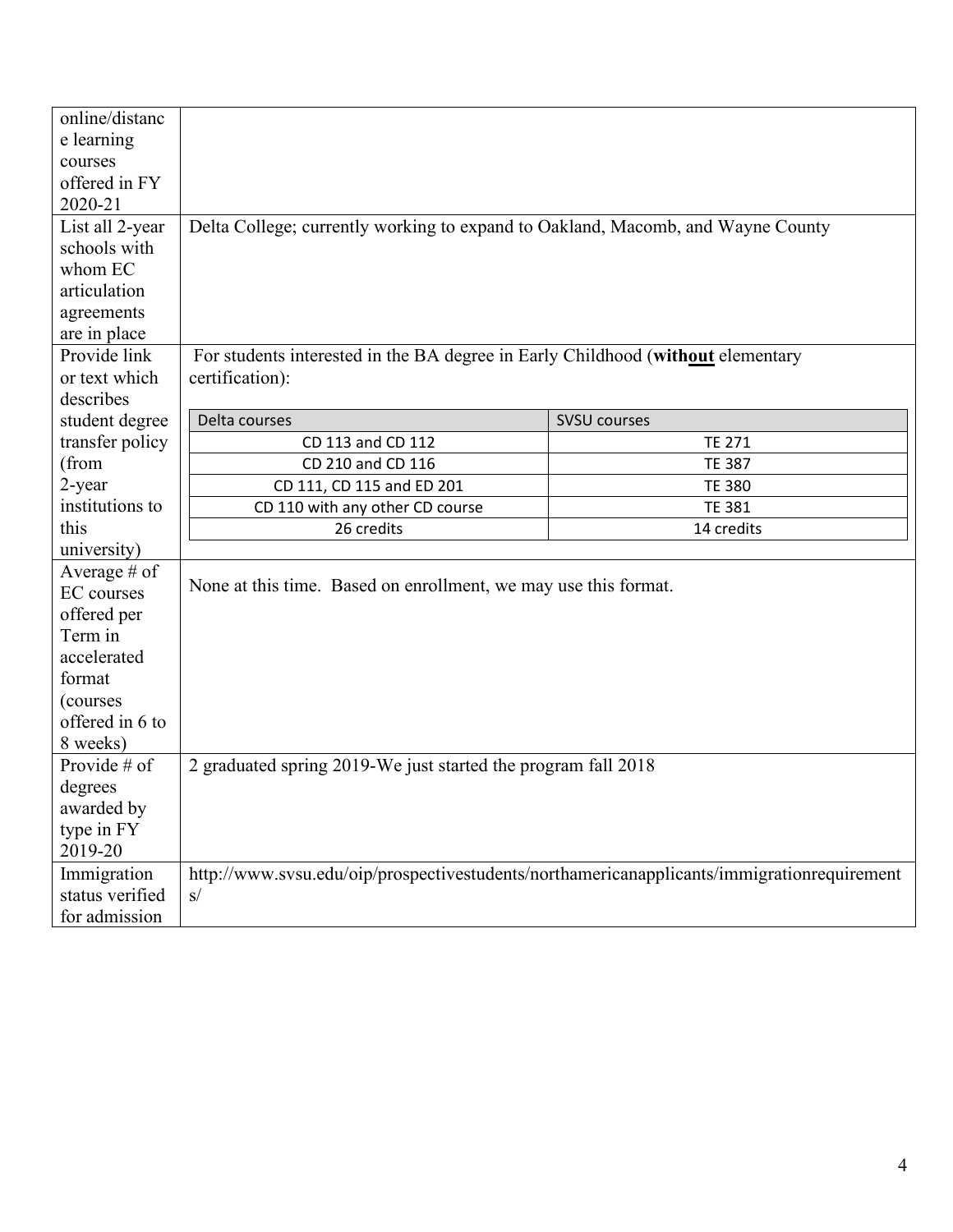| | |
|---|---|
| online/distance learning courses offered in FY 2020-21 | |
| List all 2-year schools with whom EC articulation agreements are in place | Delta College; currently working to expand to Oakland, Macomb, and Wayne County |
| Provide link or text which describes student degree transfer policy (from 2-year institutions to this university) | For students interested in the BA degree in Early Childhood (**<u>without</u>** elementary certification):<br><br>Delta courses → SVSU courses<br>CD 113 and CD 112 → TE 271<br>CD 210 and CD 116 → TE 387<br>CD 111, CD 115 and ED 201 → TE 380<br>CD 110 with any other CD course → TE 381<br>26 credits → 14 credits |
| Average # of EC courses offered per Term in accelerated format (courses offered in 6 to 8 weeks) | None at this time. Based on enrollment, we may use this format. |
| Provide # of degrees awarded by type in FY 2019-20 | 2 graduated spring 2019-We just started the program fall 2018 |
| Immigration status verified for admission | http://www.svsu.edu/oip/prospectivestudents/northamericanapplicants/immigrationrequirements/ |

Transfer table (Delta College to SVSU):

| Delta courses | SVSU courses |
|---|---|
| CD 113 and CD 112 | TE 271 |
| CD 210 and CD 116 | TE 387 |
| CD 111, CD 115 and ED 201 | TE 380 |
| CD 110 with any other CD course | TE 381 |
| 26 credits | 14 credits |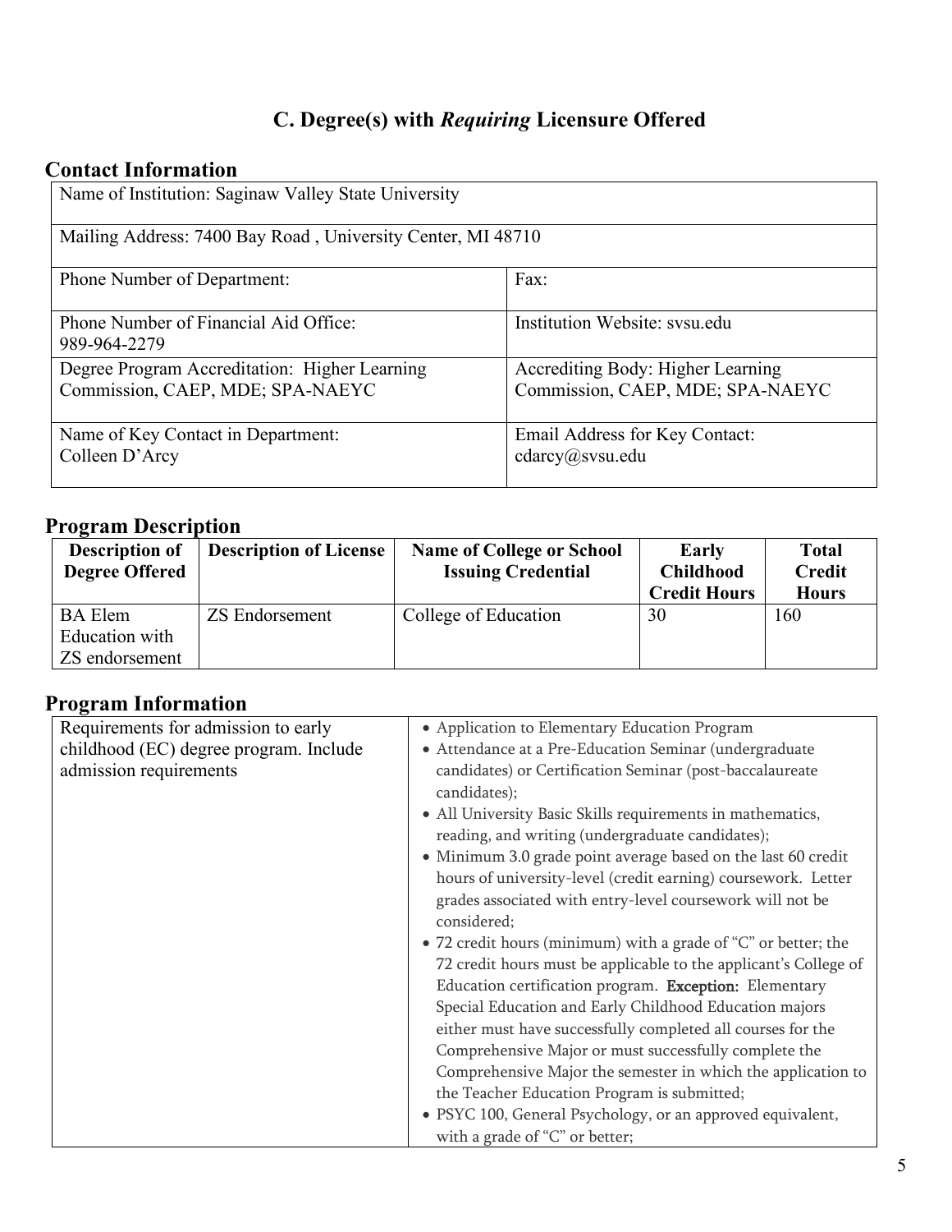## C. Degree(s) with *Requiring* Licensure Offered

### Contact Information

| Name of Institution: Saginaw Valley State University | |
|---|---|
| Mailing Address: 7400 Bay Road , University Center, MI 48710 | |
| Phone Number of Department: | Fax: |
| Phone Number of Financial Aid Office: 989-964-2279 | Institution Website: svsu.edu |
| Degree Program Accreditation: Higher Learning Commission, CAEP, MDE; SPA-NAEYC | Accrediting Body: Higher Learning Commission, CAEP, MDE; SPA-NAEYC |
| Name of Key Contact in Department: Colleen D'Arcy | Email Address for Key Contact: cdarcy@svsu.edu |

### Program Description

| Description of Degree Offered | Description of License | Name of College or School Issuing Credential | Early Childhood Credit Hours | Total Credit Hours |
|---|---|---|---|---|
| BA Elem Education with ZS endorsement | ZS Endorsement | College of Education | 30 | 160 |

### Program Information

| Requirements for admission to early childhood (EC) degree program. Include admission requirements | • Application to Elementary Education Program<br>• Attendance at a Pre-Education Seminar (undergraduate candidates) or Certification Seminar (post-baccalaureate candidates);<br>• All University Basic Skills requirements in mathematics, reading, and writing (undergraduate candidates);<br>• Minimum 3.0 grade point average based on the last 60 credit hours of university-level (credit earning) coursework. Letter grades associated with entry-level coursework will not be considered;<br>• 72 credit hours (minimum) with a grade of "C" or better; the 72 credit hours must be applicable to the applicant's College of Education certification program. **Exception:** Elementary Special Education and Early Childhood Education majors either must have successfully completed all courses for the Comprehensive Major or must successfully complete the Comprehensive Major the semester in which the application to the Teacher Education Program is submitted;<br>• PSYC 100, General Psychology, or an approved equivalent, with a grade of "C" or better; |
|---|---|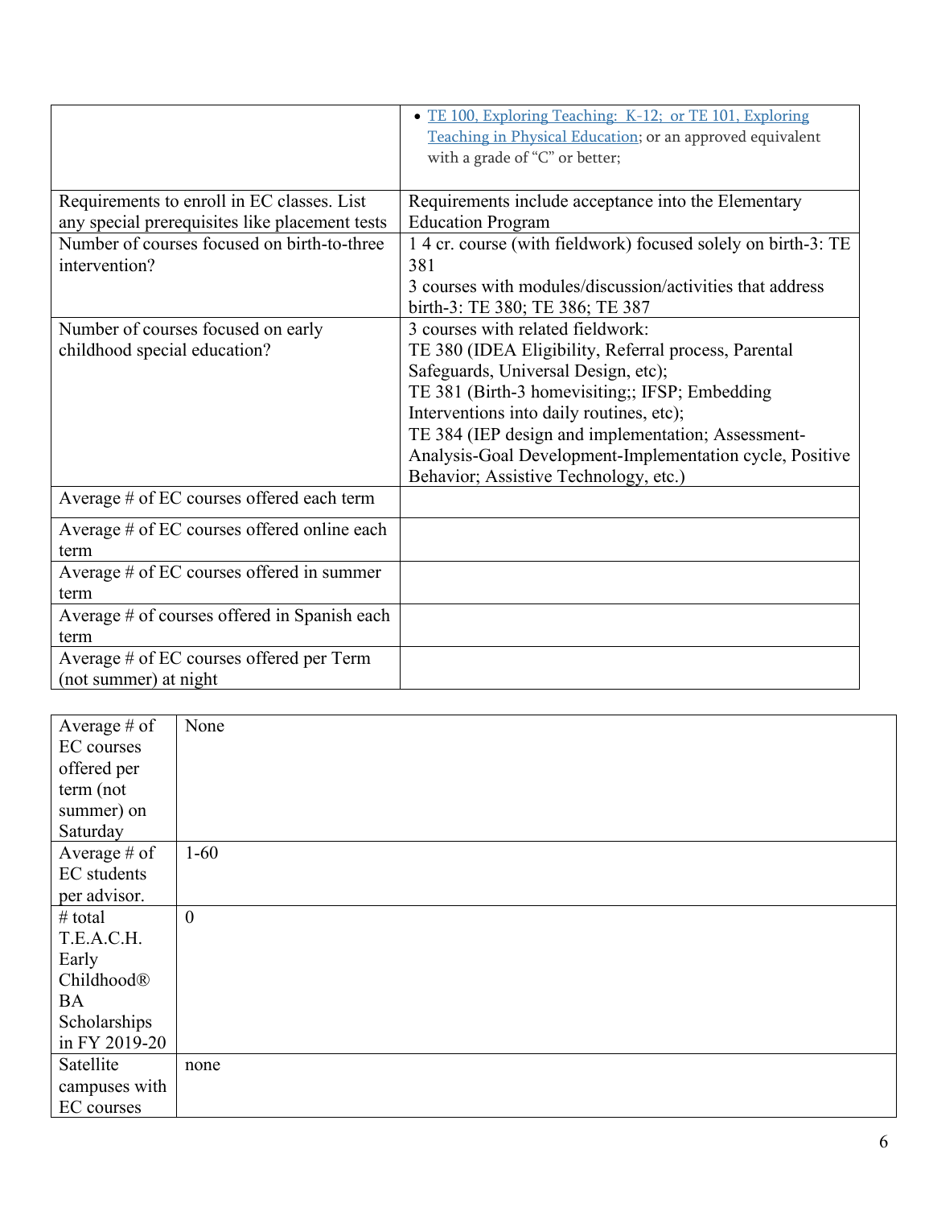| | |
|---|---|
| | • [TE 100, Exploring Teaching: K-12; or TE 101, Exploring Teaching in Physical Education](); or an approved equivalent with a grade of "C" or better; |
| Requirements to enroll in EC classes. List any special prerequisites like placement tests | Requirements include acceptance into the Elementary Education Program |
| Number of courses focused on birth-to-three intervention? | 1 4 cr. course (with fieldwork) focused solely on birth-3: TE 381<br>3 courses with modules/discussion/activities that address birth-3: TE 380; TE 386; TE 387 |
| Number of courses focused on early childhood special education? | 3 courses with related fieldwork:<br>TE 380 (IDEA Eligibility, Referral process, Parental Safeguards, Universal Design, etc);<br>TE 381 (Birth-3 homevisiting;; IFSP; Embedding Interventions into daily routines, etc);<br>TE 384 (IEP design and implementation; Assessment-Analysis-Goal Development-Implementation cycle, Positive Behavior; Assistive Technology, etc.) |
| Average # of EC courses offered each term | |
| Average # of EC courses offered online each term | |
| Average # of EC courses offered in summer term | |
| Average # of courses offered in Spanish each term | |
| Average # of EC courses offered per Term (not summer) at night | |

| | |
|---|---|
| Average # of EC courses offered per term (not summer) on Saturday | None |
| Average # of EC students per advisor. | 1-60 |
| # total T.E.A.C.H. Early Childhood® BA Scholarships in FY 2019-20 | 0 |
| Satellite campuses with EC courses | none |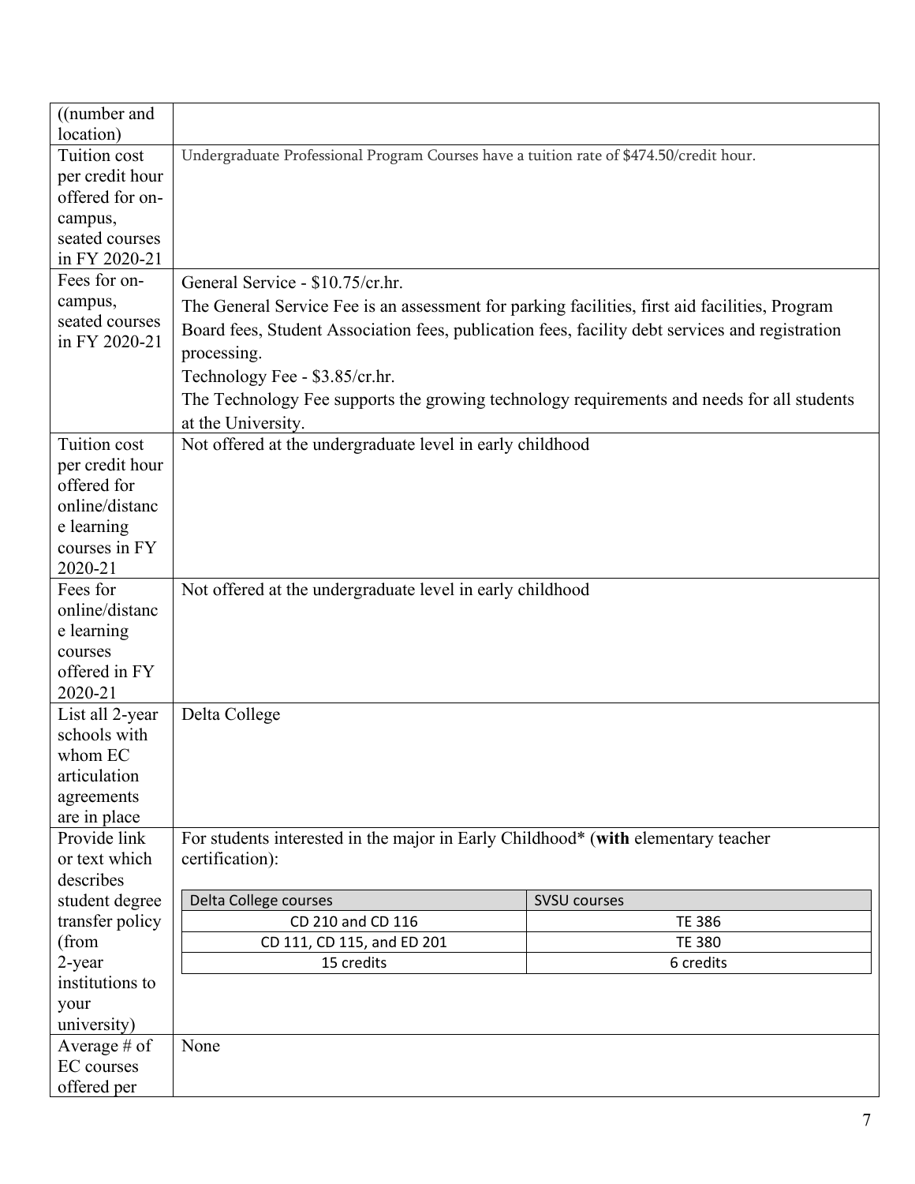| | |
|---|---|
| ((number and location) | |
| Tuition cost per credit hour offered for on-campus, seated courses in FY 2020-21 | Undergraduate Professional Program Courses have a tuition rate of $474.50/credit hour. |
| Fees for on-campus, seated courses in FY 2020-21 | General Service - $10.75/cr.hr.<br>The General Service Fee is an assessment for parking facilities, first aid facilities, Program Board fees, Student Association fees, publication fees, facility debt services and registration processing.<br>Technology Fee - $3.85/cr.hr.<br>The Technology Fee supports the growing technology requirements and needs for all students at the University. |
| Tuition cost per credit hour offered for online/distance learning courses in FY 2020-21 | Not offered at the undergraduate level in early childhood |
| Fees for online/distance learning courses offered in FY 2020-21 | Not offered at the undergraduate level in early childhood |
| List all 2-year schools with whom EC articulation agreements are in place | Delta College |
| Provide link or text which describes student degree transfer policy (from 2-year institutions to your university) | For students interested in the major in Early Childhood* (**with** elementary teacher certification):<br><br>Delta College courses → SVSU courses<br>CD 210 and CD 116 → TE 386<br>CD 111, CD 115, and ED 201 → TE 380<br>15 credits → 6 credits |
| Average # of EC courses offered per | None |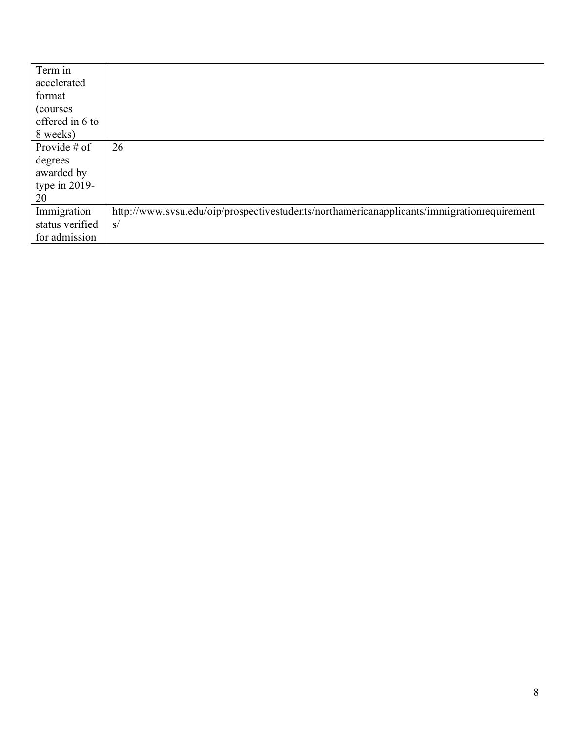| | |
|---|---|
| Term in accelerated format (courses offered in 6 to 8 weeks) | |
| Provide # of degrees awarded by type in 2019-20 | 26 |
| Immigration status verified for admission | http://www.svsu.edu/oip/prospectivestudents/northamericanapplicants/immigrationrequirements/ |